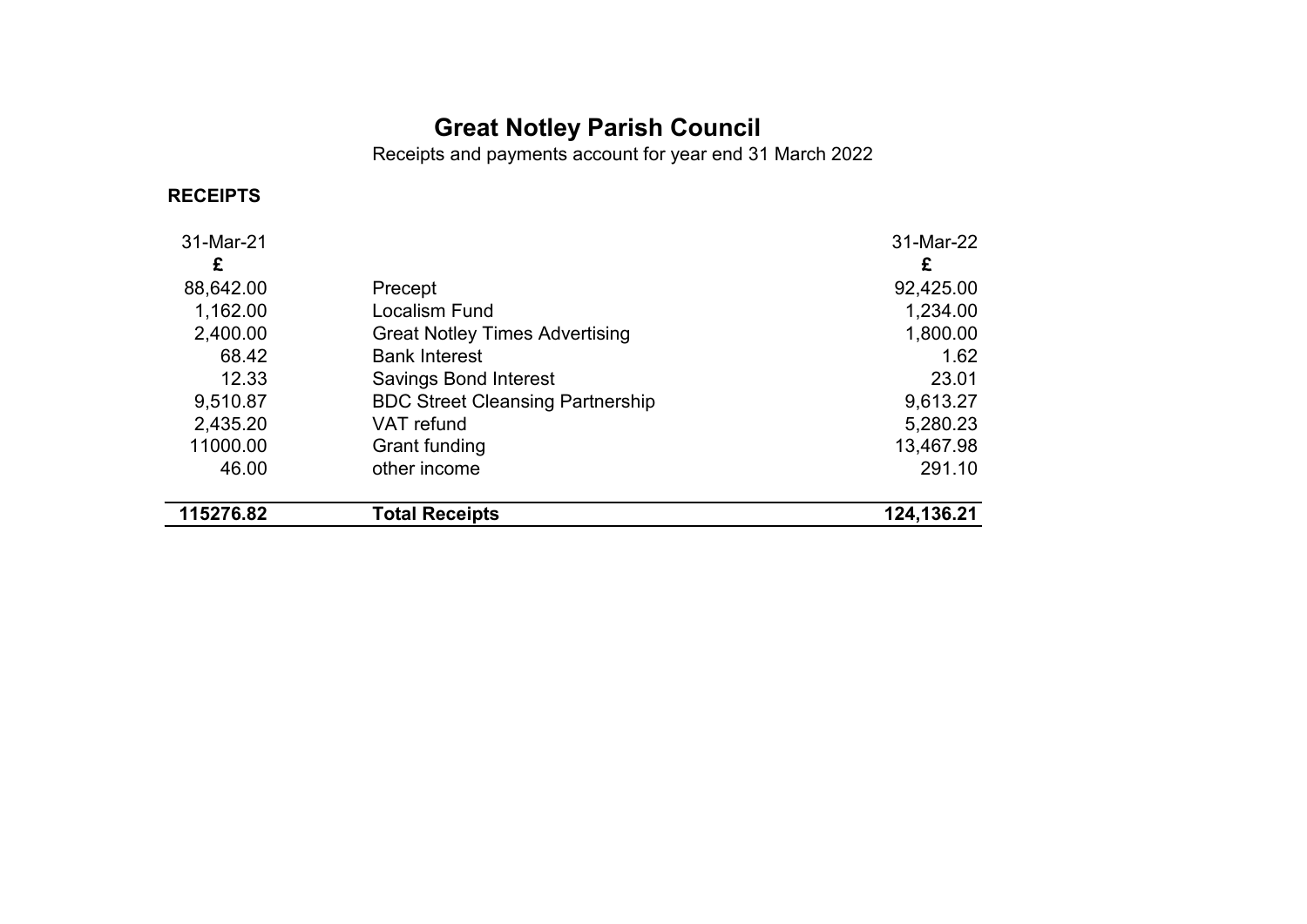# Great Notley Parish Council

Receipts and payments account for year end 31 March 2022

## RECEIPTS

| 31-Mar-21 | | 31-Mar-22 |
|---|---|---|
| £ | | £ |
| 88,642.00 | Precept | 92,425.00 |
| 1,162.00 | Localism Fund | 1,234.00 |
| 2,400.00 | Great Notley Times Advertising | 1,800.00 |
| 68.42 | Bank Interest | 1.62 |
| 12.33 | Savings Bond Interest | 23.01 |
| 9,510.87 | BDC Street Cleansing Partnership | 9,613.27 |
| 2,435.20 | VAT refund | 5,280.23 |
| 11000.00 | Grant funding | 13,467.98 |
| 46.00 | other income | 291.10 |
| **115276.82** | **Total Receipts** | **124,136.21** |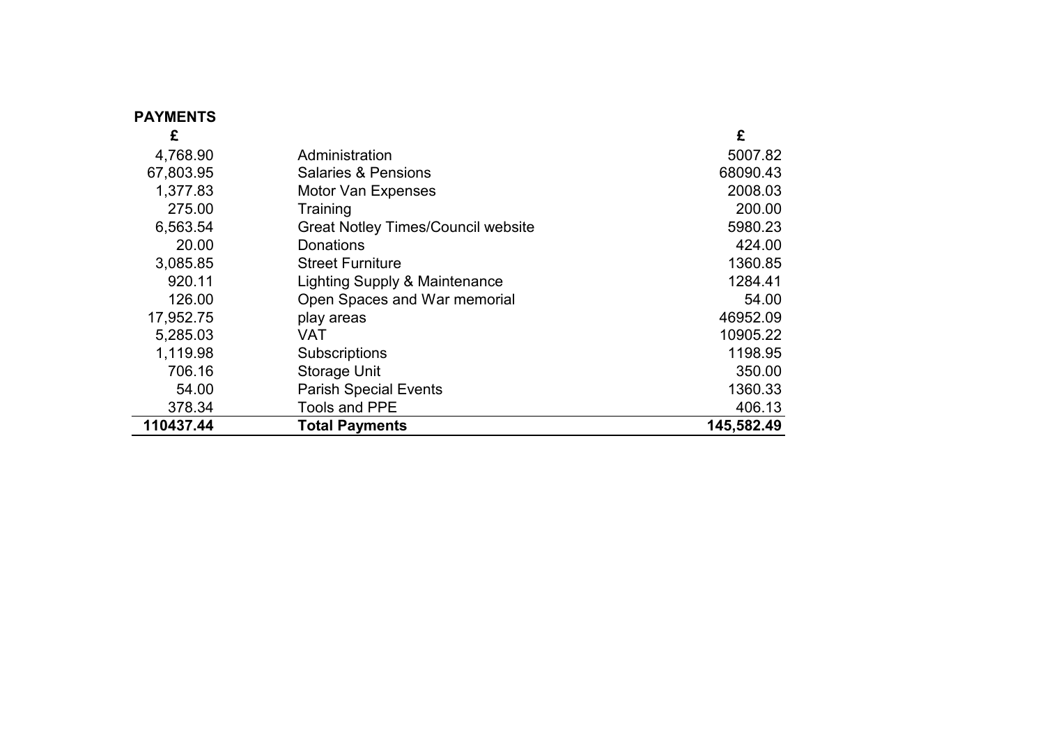**PAYMENTS**

| £ | | £ |
|---|---|---|
| 4,768.90 | Administration | 5007.82 |
| 67,803.95 | Salaries & Pensions | 68090.43 |
| 1,377.83 | Motor Van Expenses | 2008.03 |
| 275.00 | Training | 200.00 |
| 6,563.54 | Great Notley Times/Council website | 5980.23 |
| 20.00 | Donations | 424.00 |
| 3,085.85 | Street Furniture | 1360.85 |
| 920.11 | Lighting Supply & Maintenance | 1284.41 |
| 126.00 | Open Spaces and War memorial | 54.00 |
| 17,952.75 | play areas | 46952.09 |
| 5,285.03 | VAT | 10905.22 |
| 1,119.98 | Subscriptions | 1198.95 |
| 706.16 | Storage Unit | 350.00 |
| 54.00 | Parish Special Events | 1360.33 |
| 378.34 | Tools and PPE | 406.13 |
| **110437.44** | **Total Payments** | **145,582.49** |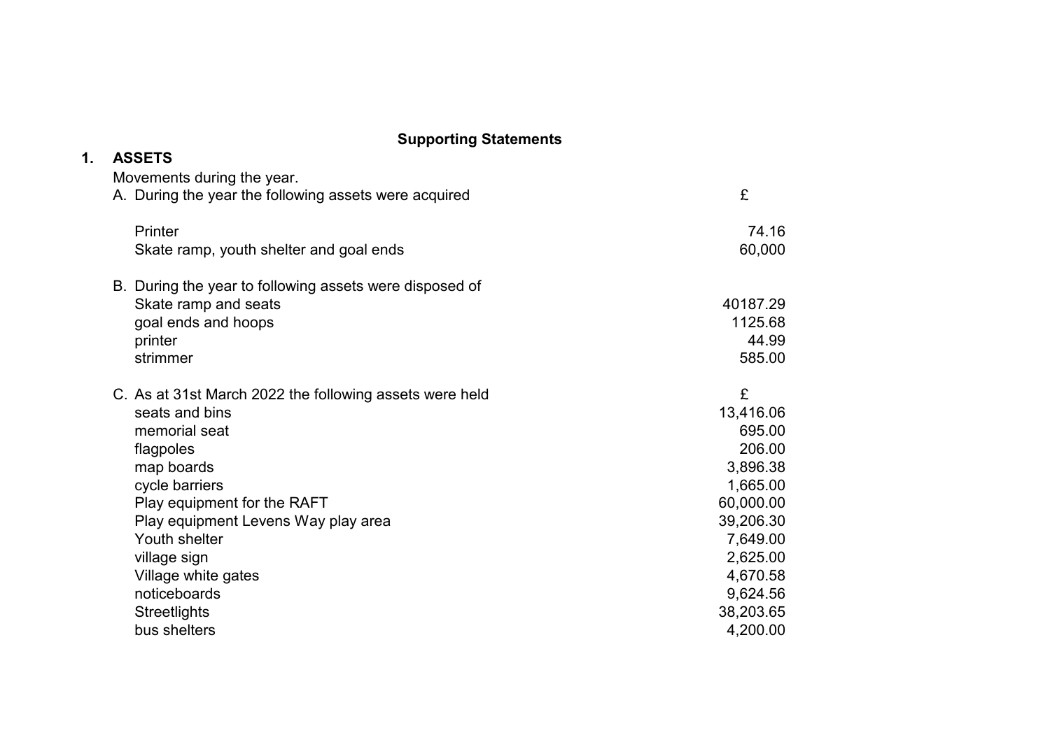**Supporting Statements**

## 1. ASSETS

Movements during the year.

A. During the year the following assets were acquired

| | £ |
|---|---|
| Printer | 74.16 |
| Skate ramp, youth shelter and goal ends | 60,000 |

B. During the year to following assets were disposed of

| | |
|---|---|
| Skate ramp and seats | 40187.29 |
| goal ends and hoops | 1125.68 |
| printer | 44.99 |
| strimmer | 585.00 |

C. As at 31st March 2022 the following assets were held

| | £ |
|---|---|
| seats and bins | 13,416.06 |
| memorial seat | 695.00 |
| flagpoles | 206.00 |
| map boards | 3,896.38 |
| cycle barriers | 1,665.00 |
| Play equipment for the RAFT | 60,000.00 |
| Play equipment Levens Way play area | 39,206.30 |
| Youth shelter | 7,649.00 |
| village sign | 2,625.00 |
| Village white gates | 4,670.58 |
| noticeboards | 9,624.56 |
| Streetlights | 38,203.65 |
| bus shelters | 4,200.00 |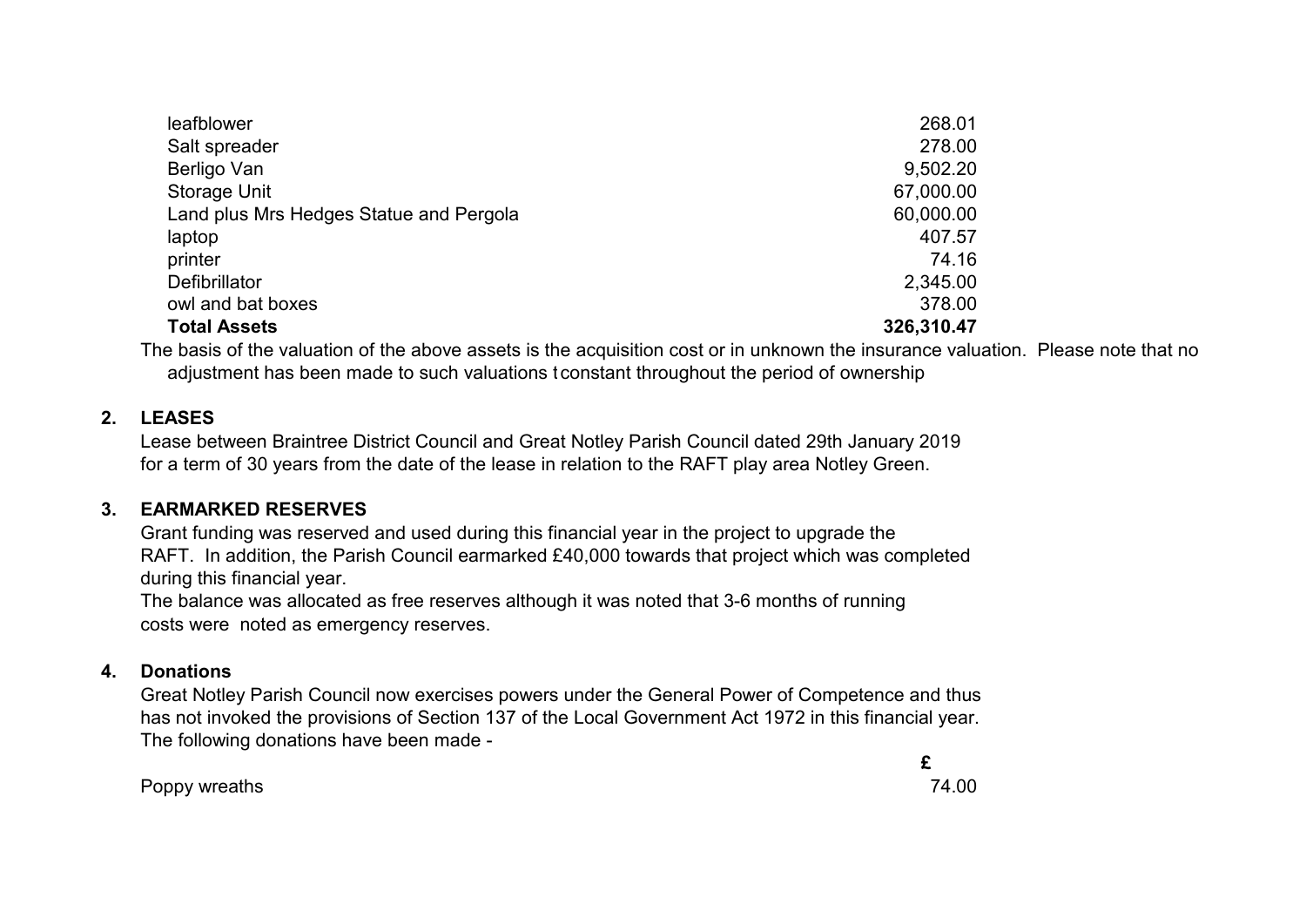| | |
|---|---|
| leafblower | 268.01 |
| Salt spreader | 278.00 |
| Berligo Van | 9,502.20 |
| Storage Unit | 67,000.00 |
| Land plus Mrs Hedges Statue and Pergola | 60,000.00 |
| laptop | 407.57 |
| printer | 74.16 |
| Defibrillator | 2,345.00 |
| owl and bat boxes | 378.00 |
| **Total Assets** | **326,310.47** |

The basis of the valuation of the above assets is the acquisition cost or in unknown the insurance valuation. Please note that no adjustment has been made to such valuations t constant throughout the period of ownership

## 2. LEASES

Lease between Braintree District Council and Great Notley Parish Council dated 29th January 2019 for a term of 30 years from the date of the lease in relation to the RAFT play area Notley Green.

## 3. EARMARKED RESERVES

Grant funding was reserved and used during this financial year in the project to upgrade the RAFT. In addition, the Parish Council earmarked £40,000 towards that project which was completed during this financial year.

The balance was allocated as free reserves although it was noted that 3-6 months of running costs were noted as emergency reserves.

## 4. Donations

Great Notley Parish Council now exercises powers under the General Power of Competence and thus has not invoked the provisions of Section 137 of the Local Government Act 1972 in this financial year. The following donations have been made -

| | £ |
|---|---|
| Poppy wreaths | 74.00 |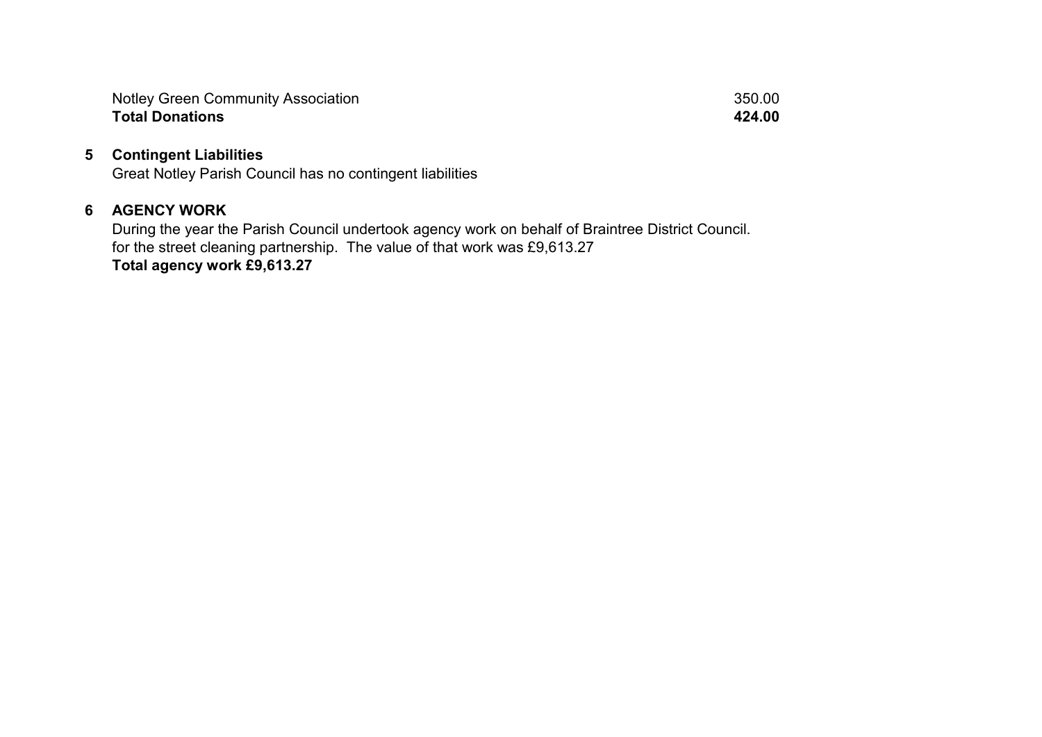| | |
|---|---|
| Notley Green Community Association | 350.00 |
| **Total Donations** | **424.00** |

## 5 Contingent Liabilities

Great Notley Parish Council has no contingent liabilities

## 6 AGENCY WORK

During the year the Parish Council undertook agency work on behalf of Braintree District Council.
for the street cleaning partnership. The value of that work was £9,613.27

**Total agency work £9,613.27**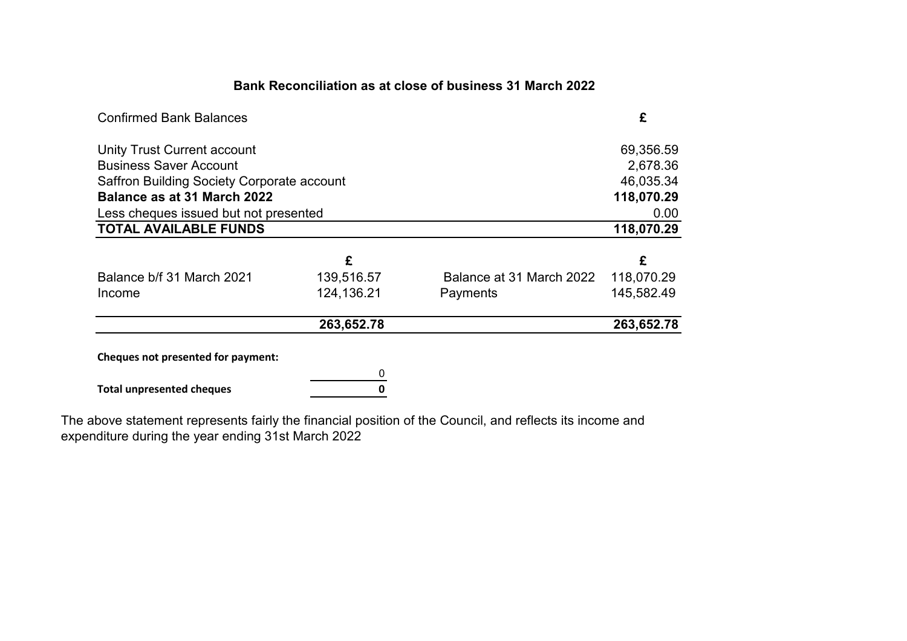## Bank Reconciliation as at close of business 31 March 2022

| Confirmed Bank Balances | £ |
|---|---|
| Unity Trust Current account | 69,356.59 |
| Business Saver Account | 2,678.36 |
| Saffron Building Society Corporate account | 46,035.34 |
| **Balance as at 31 March 2022** | **118,070.29** |
| Less cheques issued but not presented | 0.00 |
| **TOTAL AVAILABLE FUNDS** | **118,070.29** |

| | £ | | £ |
|---|---|---|---|
| Balance b/f 31 March 2021 | 139,516.57 | Balance at 31 March 2022 | 118,070.29 |
| Income | 124,136.21 | Payments | 145,582.49 |
| | **263,652.78** | | **263,652.78** |

| **Cheques not presented for payment:** | |
|---|---|
| | 0 |
| **Total unpresented cheques** | **0** |

The above statement represents fairly the financial position of the Council, and reflects its income and expenditure during the year ending 31st March 2022